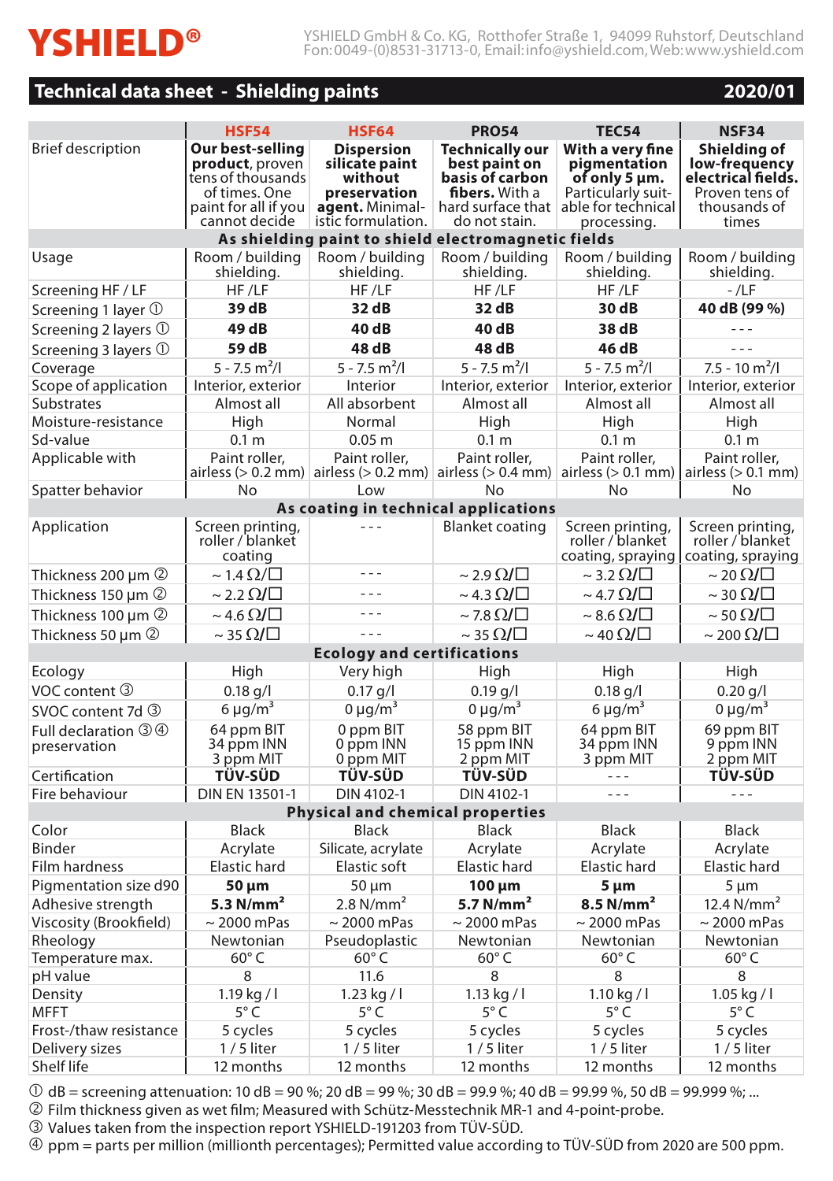# YSHIELD®

YSHIELD GmbH & Co. KG, Rotthofer Straße 1, 94099 Ruhstorf, Deutschland
Fon: 0049-(0)8531-31713-0, Email: info@yshield.com, Web: www.yshield.com

## Technical data sheet - Shielding paints 2020/01

| | HSF54 | HSF64 | PRO54 | TEC54 | NSF34 |
|---|---|---|---|---|---|
| Brief description | **Our best-selling product**, proven tens of thousands of times. One paint for all if you cannot decide | **Dispersion silicate paint without preservation agent.** Minimalistic formulation. | **Technically our best paint on basis of carbon fibers.** With a hard surface that do not stain. | **With a very fine pigmentation of only 5 µm.** Particularly suitable for technical processing. | **Shielding of low-frequency electrical fields.** Proven tens of thousands of times |
| **As shielding paint to shield electromagnetic fields** | | | | | |
| Usage | Room / building shielding. | Room / building shielding. | Room / building shielding. | Room / building shielding. | Room / building shielding. |
| Screening HF / LF | HF / LF | HF / LF | HF / LF | HF / LF | - / LF |
| Screening 1 layer ① | **39 dB** | **32 dB** | **32 dB** | **30 dB** | **40 dB (99 %)** |
| Screening 2 layers ① | **49 dB** | **40 dB** | **40 dB** | **38 dB** | - - - |
| Screening 3 layers ① | **59 dB** | **48 dB** | **48 dB** | **46 dB** | - - - |
| Coverage | 5 - 7.5 m²/l | 5 - 7.5 m²/l | 5 - 7.5 m²/l | 5 - 7.5 m²/l | 7.5 - 10 m²/l |
| Scope of application | Interior, exterior | Interior | Interior, exterior | Interior, exterior | Interior, exterior |
| Substrates | Almost all | All absorbent | Almost all | Almost all | Almost all |
| Moisture-resistance | High | Normal | High | High | High |
| Sd-value | 0.1 m | 0.05 m | 0.1 m | 0.1 m | 0.1 m |
| Applicable with | Paint roller, airless (> 0.2 mm) | Paint roller, airless (> 0.2 mm) | Paint roller, airless (> 0.4 mm) | Paint roller, airless (> 0.1 mm) | Paint roller, airless (> 0.1 mm) |
| Spatter behavior | No | Low | No | No | No |
| **As coating in technical applications** | | | | | |
| Application | Screen printing, roller / blanket coating | - - - | Blanket coating | Screen printing, roller / blanket coating, spraying | Screen printing, roller / blanket coating, spraying |
| Thickness 200 µm ② | ~ 1.4 Ω/☐ | - - - | ~ 2.9 Ω/☐ | ~ 3.2 Ω/☐ | ~ 20 Ω/☐ |
| Thickness 150 µm ② | ~ 2.2 Ω/☐ | - - - | ~ 4.3 Ω/☐ | ~ 4.7 Ω/☐ | ~ 30 Ω/☐ |
| Thickness 100 µm ② | ~ 4.6 Ω/☐ | - - - | ~ 7.8 Ω/☐ | ~ 8.6 Ω/☐ | ~ 50 Ω/☐ |
| Thickness 50 µm ② | ~ 35 Ω/☐ | - - - | ~ 35 Ω/☐ | ~ 40 Ω/☐ | ~ 200 Ω/☐ |
| **Ecology and certifications** | | | | | |
| Ecology | High | Very high | High | High | High |
| VOC content ③ | 0.18 g/l | 0.17 g/l | 0.19 g/l | 0.18 g/l | 0.20 g/l |
| SVOC content 7d ③ | 6 µg/m³ | 0 µg/m³ | 0 µg/m³ | 6 µg/m³ | 0 µg/m³ |
| Full declaration ③④ preservation | 64 ppm BIT, 34 ppm INN, 3 ppm MIT | 0 ppm BIT, 0 ppm INN, 0 ppm MIT | 58 ppm BIT, 15 ppm INN, 2 ppm MIT | 64 ppm BIT, 34 ppm INN, 3 ppm MIT | 69 ppm BIT, 9 ppm INN, 2 ppm MIT |
| Certification | **TÜV-SÜD** | **TÜV-SÜD** | **TÜV-SÜD** | - - - | **TÜV-SÜD** |
| Fire behaviour | DIN EN 13501-1 | DIN 4102-1 | DIN 4102-1 | - - - | - - - |
| **Physical and chemical properties** | | | | | |
| Color | Black | Black | Black | Black | Black |
| Binder | Acrylate | Silicate, acrylate | Acrylate | Acrylate | Acrylate |
| Film hardness | Elastic hard | Elastic soft | Elastic hard | Elastic hard | Elastic hard |
| Pigmentation size d90 | **50 µm** | 50 µm | **100 µm** | **5 µm** | 5 µm |
| Adhesive strength | **5.3 N/mm²** | 2.8 N/mm² | **5.7 N/mm²** | **8.5 N/mm²** | 12.4 N/mm² |
| Viscosity (Brookfield) | ~ 2000 mPas | ~ 2000 mPas | ~ 2000 mPas | ~ 2000 mPas | ~ 2000 mPas |
| Rheology | Newtonian | Pseudoplastic | Newtonian | Newtonian | Newtonian |
| Temperature max. | 60° C | 60° C | 60° C | 60° C | 60° C |
| pH value | 8 | 11.6 | 8 | 8 | 8 |
| Density | 1.19 kg / l | 1.23 kg / l | 1.13 kg / l | 1.10 kg / l | 1.05 kg / l |
| MFFT | 5° C | 5° C | 5° C | 5° C | 5° C |
| Frost-/thaw resistance | 5 cycles | 5 cycles | 5 cycles | 5 cycles | 5 cycles |
| Delivery sizes | 1 / 5 liter | 1 / 5 liter | 1 / 5 liter | 1 / 5 liter | 1 / 5 liter |
| Shelf life | 12 months | 12 months | 12 months | 12 months | 12 months |

① dB = screening attenuation: 10 dB = 90 %; 20 dB = 99 %; 30 dB = 99.9 %; 40 dB = 99.99 %, 50 dB = 99.999 %; ...
② Film thickness given as wet film; Measured with Schütz-Messtechnik MR-1 and 4-point-probe.
③ Values taken from the inspection report YSHIELD-191203 from TÜV-SÜD.
④ ppm = parts per million (millionth percentages); Permitted value according to TÜV-SÜD from 2020 are 500 ppm.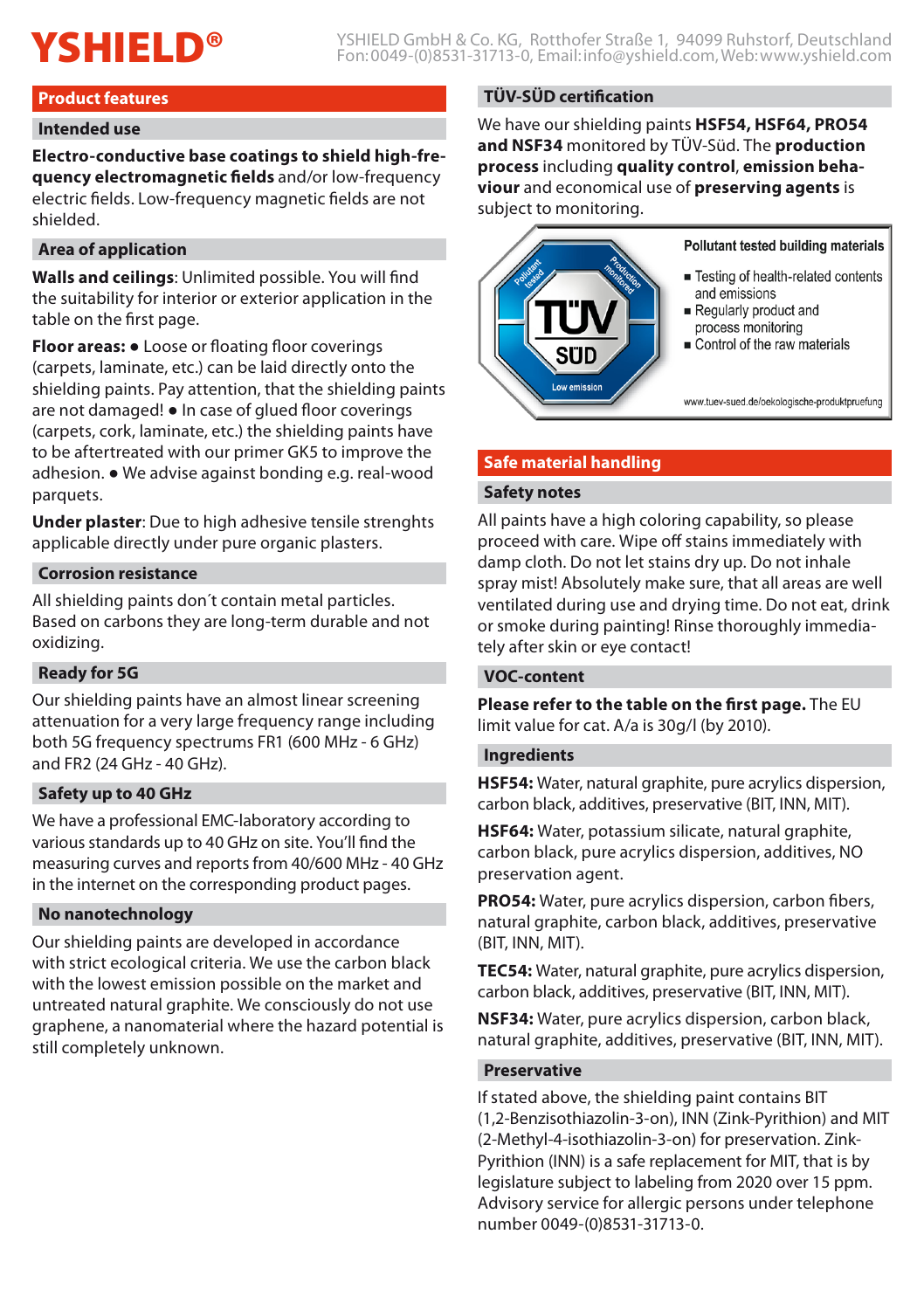# YSHIELD®

YSHIELD GmbH & Co. KG, Rotthofer Straße 1, 94099 Ruhstorf, Deutschland
Fon: 0049-(0)8531-31713-0, Email: info@yshield.com, Web: www.yshield.com

## Product features

### Intended use

**Electro-conductive base coatings to shield high-frequency electromagnetic fields** and/or low-frequency electric fields. Low-frequency magnetic fields are not shielded.

### Area of application

**Walls and ceilings**: Unlimited possible. You will find the suitability for interior or exterior application in the table on the first page.

**Floor areas:** ● Loose or floating floor coverings (carpets, laminate, etc.) can be laid directly onto the shielding paints. Pay attention, that the shielding paints are not damaged! ● In case of glued floor coverings (carpets, cork, laminate, etc.) the shielding paints have to be aftertreated with our primer GK5 to improve the adhesion. ● We advise against bonding e.g. real-wood parquets.

**Under plaster**: Due to high adhesive tensile strenghts applicable directly under pure organic plasters.

### Corrosion resistance

All shielding paints don´t contain metal particles. Based on carbons they are long-term durable and not oxidizing.

### Ready for 5G

Our shielding paints have an almost linear screening attenuation for a very large frequency range including both 5G frequency spectrums FR1 (600 MHz - 6 GHz) and FR2 (24 GHz - 40 GHz).

### Safety up to 40 GHz

We have a professional EMC-laboratory according to various standards up to 40 GHz on site. You'll find the measuring curves and reports from 40/600 MHz - 40 GHz in the internet on the corresponding product pages.

### No nanotechnology

Our shielding paints are developed in accordance with strict ecological criteria. We use the carbon black with the lowest emission possible on the market and untreated natural graphite. We consciously do not use graphene, a nanomaterial where the hazard potential is still completely unknown.

### TÜV-SÜD certification

We have our shielding paints **HSF54, HSF64, PRO54 and NSF34** monitored by TÜV-Süd. The **production process** including **quality control**, **emission behaviour** and economical use of **preserving agents** is subject to monitoring.

TÜV SÜD – Pollutant tested – Production monitored – Low emission

**Pollutant tested building materials**

- Testing of health-related contents and emissions
- Regularly product and process monitoring
- Control of the raw materials

www.tuev-sued.de/oekologische-produktpruefung

## Safe material handling

### Safety notes

All paints have a high coloring capability, so please proceed with care. Wipe off stains immediately with damp cloth. Do not let stains dry up. Do not inhale spray mist! Absolutely make sure, that all areas are well ventilated during use and drying time. Do not eat, drink or smoke during painting! Rinse thoroughly immediately after skin or eye contact!

### VOC-content

**Please refer to the table on the first page.** The EU limit value for cat. A/a is 30g/l (by 2010).

### Ingredients

**HSF54:** Water, natural graphite, pure acrylics dispersion, carbon black, additives, preservative (BIT, INN, MIT).

**HSF64:** Water, potassium silicate, natural graphite, carbon black, pure acrylics dispersion, additives, NO preservation agent.

**PRO54:** Water, pure acrylics dispersion, carbon fibers, natural graphite, carbon black, additives, preservative (BIT, INN, MIT).

**TEC54:** Water, natural graphite, pure acrylics dispersion, carbon black, additives, preservative (BIT, INN, MIT).

**NSF34:** Water, pure acrylics dispersion, carbon black, natural graphite, additives, preservative (BIT, INN, MIT).

### Preservative

If stated above, the shielding paint contains BIT (1,2-Benzisothiazolin-3-on), INN (Zink-Pyrithion) and MIT (2-Methyl-4-isothiazolin-3-on) for preservation. Zink-Pyrithion (INN) is a safe replacement for MIT, that is by legislature subject to labeling from 2020 over 15 ppm. Advisory service for allergic persons under telephone number 0049-(0)8531-31713-0.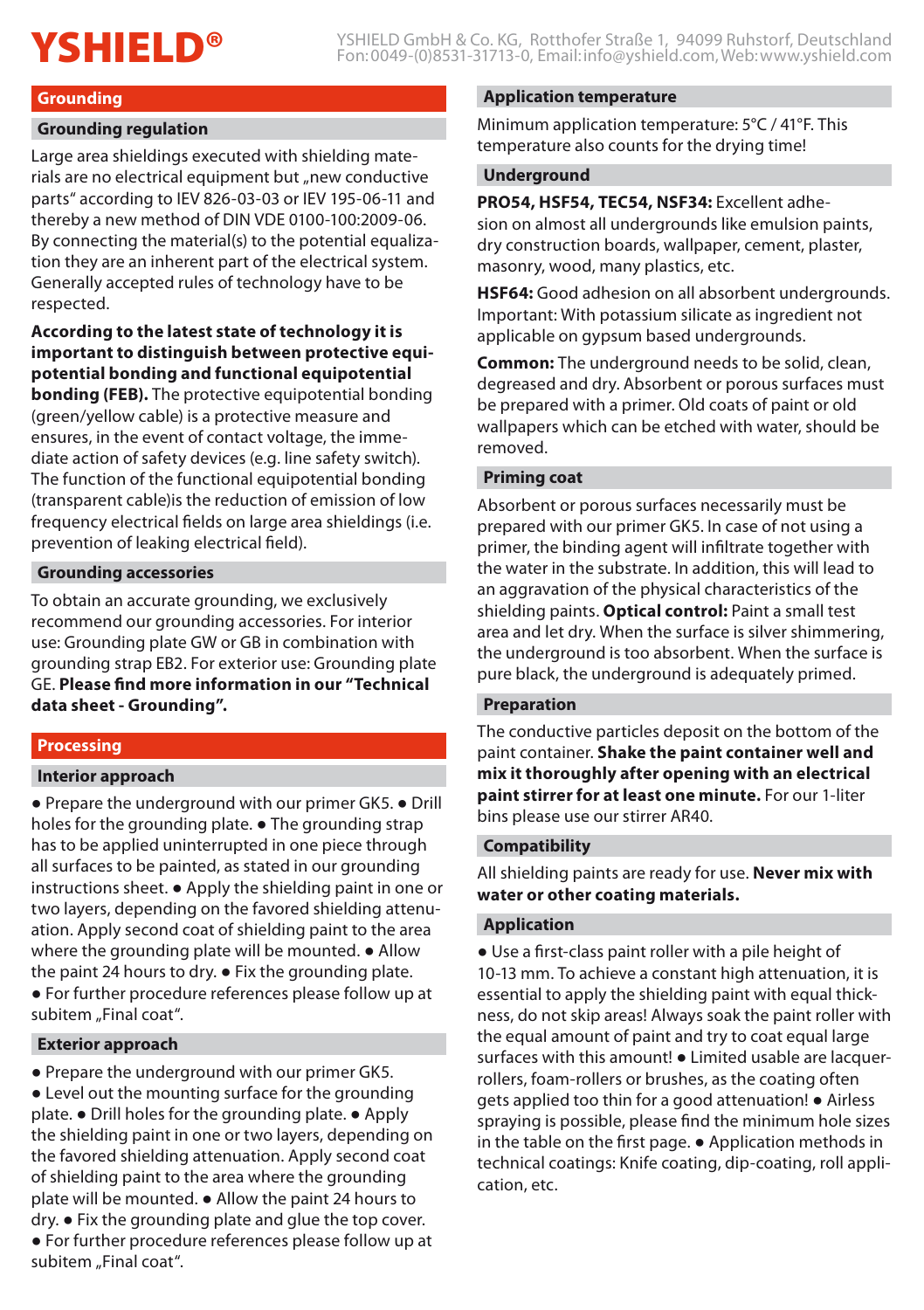## Grounding

### Grounding regulation

Large area shieldings executed with shielding materials are no electrical equipment but „new conductive parts" according to IEV 826-03-03 or IEV 195-06-11 and thereby a new method of DIN VDE 0100-100:2009-06. By connecting the material(s) to the potential equalization they are an inherent part of the electrical system. Generally accepted rules of technology have to be respected.

**According to the latest state of technology it is important to distinguish between protective equipotential bonding and functional equipotential bonding (FEB).** The protective equipotential bonding (green/yellow cable) is a protective measure and ensures, in the event of contact voltage, the immediate action of safety devices (e.g. line safety switch). The function of the functional equipotential bonding (transparent cable)is the reduction of emission of low frequency electrical fields on large area shieldings (i.e. prevention of leaking electrical field).

### Grounding accessories

To obtain an accurate grounding, we exclusively recommend our grounding accessories. For interior use: Grounding plate GW or GB in combination with grounding strap EB2. For exterior use: Grounding plate GE. **Please find more information in our "Technical data sheet - Grounding".**

## Processing

### Interior approach

● Prepare the underground with our primer GK5. ● Drill holes for the grounding plate. ● The grounding strap has to be applied uninterrupted in one piece through all surfaces to be painted, as stated in our grounding instructions sheet. ● Apply the shielding paint in one or two layers, depending on the favored shielding attenuation. Apply second coat of shielding paint to the area where the grounding plate will be mounted. ● Allow the paint 24 hours to dry. ● Fix the grounding plate. ● For further procedure references please follow up at subitem „Final coat".

### Exterior approach

● Prepare the underground with our primer GK5. ● Level out the mounting surface for the grounding plate. ● Drill holes for the grounding plate. ● Apply the shielding paint in one or two layers, depending on the favored shielding attenuation. Apply second coat of shielding paint to the area where the grounding plate will be mounted. ● Allow the paint 24 hours to dry. ● Fix the grounding plate and glue the top cover. ● For further procedure references please follow up at subitem „Final coat".

### Application temperature

Minimum application temperature: 5°C / 41°F. This temperature also counts for the drying time!

### Underground

**PRO54, HSF54, TEC54, NSF34:** Excellent adhesion on almost all undergrounds like emulsion paints, dry construction boards, wallpaper, cement, plaster, masonry, wood, many plastics, etc.

**HSF64:** Good adhesion on all absorbent undergrounds. Important: With potassium silicate as ingredient not applicable on gypsum based undergrounds.

**Common:** The underground needs to be solid, clean, degreased and dry. Absorbent or porous surfaces must be prepared with a primer. Old coats of paint or old wallpapers which can be etched with water, should be removed.

### Priming coat

Absorbent or porous surfaces necessarily must be prepared with our primer GK5. In case of not using a primer, the binding agent will infiltrate together with the water in the substrate. In addition, this will lead to an aggravation of the physical characteristics of the shielding paints. **Optical control:** Paint a small test area and let dry. When the surface is silver shimmering, the underground is too absorbent. When the surface is pure black, the underground is adequately primed.

### Preparation

The conductive particles deposit on the bottom of the paint container. **Shake the paint container well and mix it thoroughly after opening with an electrical paint stirrer for at least one minute.** For our 1-liter bins please use our stirrer AR40.

### Compatibility

All shielding paints are ready for use. **Never mix with water or other coating materials.**

### Application

● Use a first-class paint roller with a pile height of 10-13 mm. To achieve a constant high attenuation, it is essential to apply the shielding paint with equal thickness, do not skip areas! Always soak the paint roller with the equal amount of paint and try to coat equal large surfaces with this amount! ● Limited usable are lacquer-rollers, foam-rollers or brushes, as the coating often gets applied too thin for a good attenuation! ● Airless spraying is possible, please find the minimum hole sizes in the table on the first page. ● Application methods in technical coatings: Knife coating, dip-coating, roll application, etc.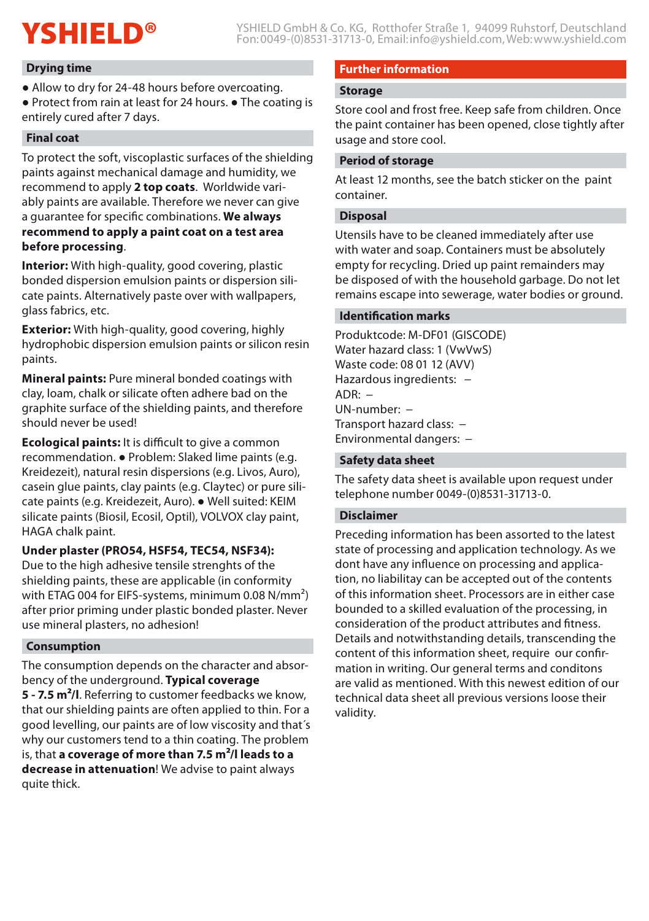## Drying time

- Allow to dry for 24-48 hours before overcoating.
- Protect from rain at least for 24 hours.
- The coating is entirely cured after 7 days.

## Final coat

To protect the soft, viscoplastic surfaces of the shielding paints against mechanical damage and humidity, we recommend to apply **2 top coats**. Worldwide variably paints are available. Therefore we never can give a guarantee for specific combinations. **We always recommend to apply a paint coat on a test area before processing**.

**Interior:** With high-quality, good covering, plastic bonded dispersion emulsion paints or dispersion silicate paints. Alternatively paste over with wallpapers, glass fabrics, etc.

**Exterior:** With high-quality, good covering, highly hydrophobic dispersion emulsion paints or silicon resin paints.

**Mineral paints:** Pure mineral bonded coatings with clay, loam, chalk or silicate often adhere bad on the graphite surface of the shielding paints, and therefore should never be used!

**Ecological paints:** It is difficult to give a common recommendation. ● Problem: Slaked lime paints (e.g. Kreidezeit), natural resin dispersions (e.g. Livos, Auro), casein glue paints, clay paints (e.g. Claytec) or pure silicate paints (e.g. Kreidezeit, Auro). ● Well suited: KEIM silicate paints (Biosil, Ecosil, Optil), VOLVOX clay paint, HAGA chalk paint.

**Under plaster (PRO54, HSF54, TEC54, NSF34):** Due to the high adhesive tensile strenghts of the shielding paints, these are applicable (in conformity with ETAG 004 for EIFS-systems, minimum 0.08 N/mm²) after prior priming under plastic bonded plaster. Never use mineral plasters, no adhesion!

## Consumption

The consumption depends on the character and absorbency of the underground. **Typical coverage 5 - 7.5 m²/l**. Referring to customer feedbacks we know, that our shielding paints are often applied to thin. For a good levelling, our paints are of low viscosity and that´s why our customers tend to a thin coating. The problem is, that **a coverage of more than 7.5 m²/l leads to a decrease in attenuation**! We advise to paint always quite thick.

# Further information

## Storage

Store cool and frost free. Keep safe from children. Once the paint container has been opened, close tightly after usage and store cool.

## Period of storage

At least 12 months, see the batch sticker on the paint container.

## Disposal

Utensils have to be cleaned immediately after use with water and soap. Containers must be absolutely empty for recycling. Dried up paint remainders may be disposed of with the household garbage. Do not let remains escape into sewerage, water bodies or ground.

## Identification marks

Produktcode: M-DF01 (GISCODE)
Water hazard class: 1 (VwVwS)
Waste code: 08 01 12 (AVV)
Hazardous ingredients: –
ADR: –
UN-number: –
Transport hazard class: –
Environmental dangers: –

## Safety data sheet

The safety data sheet is available upon request under telephone number 0049-(0)8531-31713-0.

## Disclaimer

Preceding information has been assorted to the latest state of processing and application technology. As we dont have any influence on processing and application, no liability can be accepted out of the contents of this information sheet. Processors are in either case bounded to a skilled evaluation of the processing, in consideration of the product attributes and fitness. Details and notwithstanding details, transcending the content of this information sheet, require our confirmation in writing. Our general terms and conditons are valid as mentioned. With this newest edition of our technical data sheet all previous versions loose their validity.